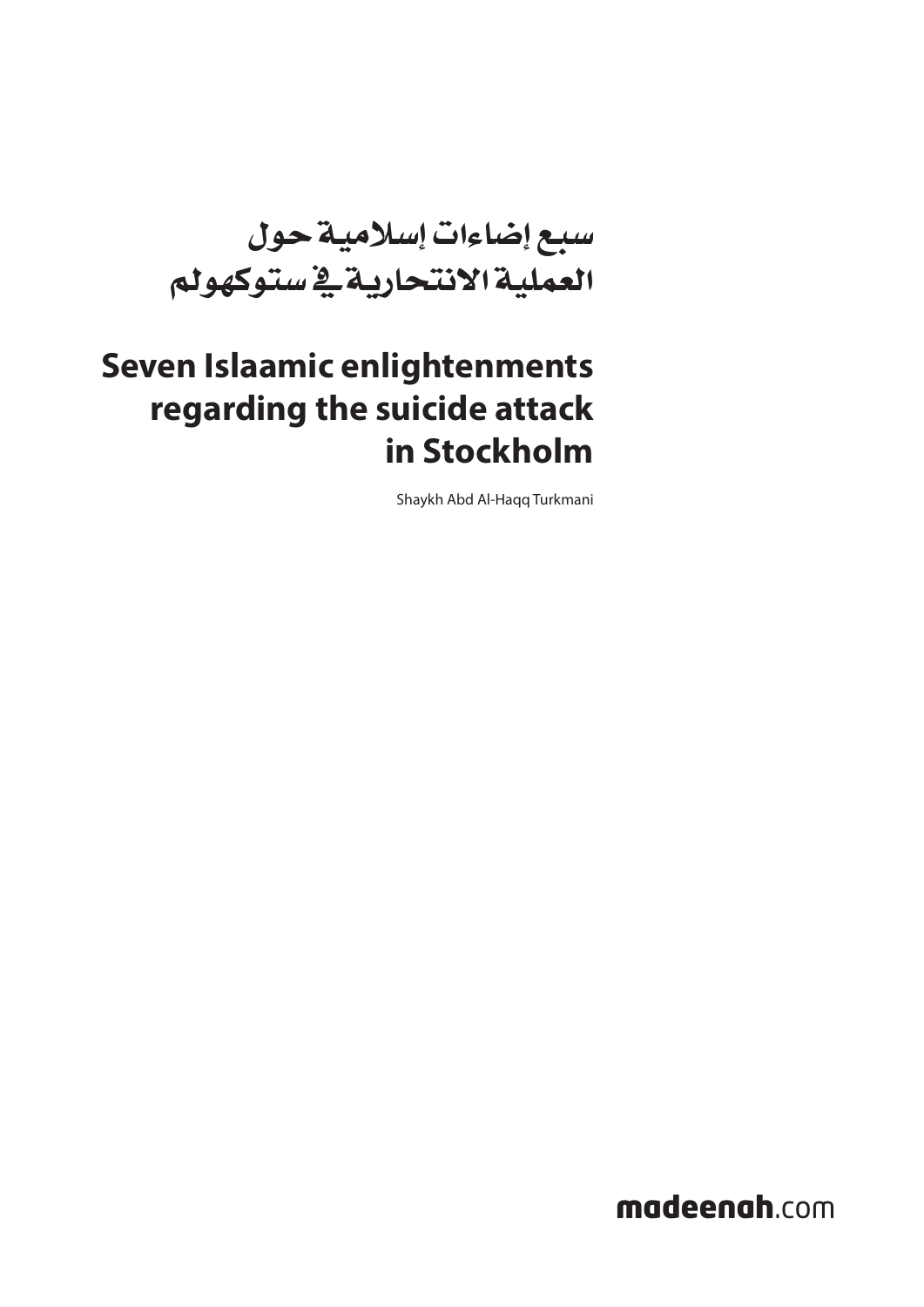# سبع إضاءات إسلامية حول العملية الانتحارية في ستوكهولم

# Seven Islaamic enlightenments regarding the suicide attack in Stockholm

Shaykh Abd Al-Haqq Turkmani

**madeenah**.com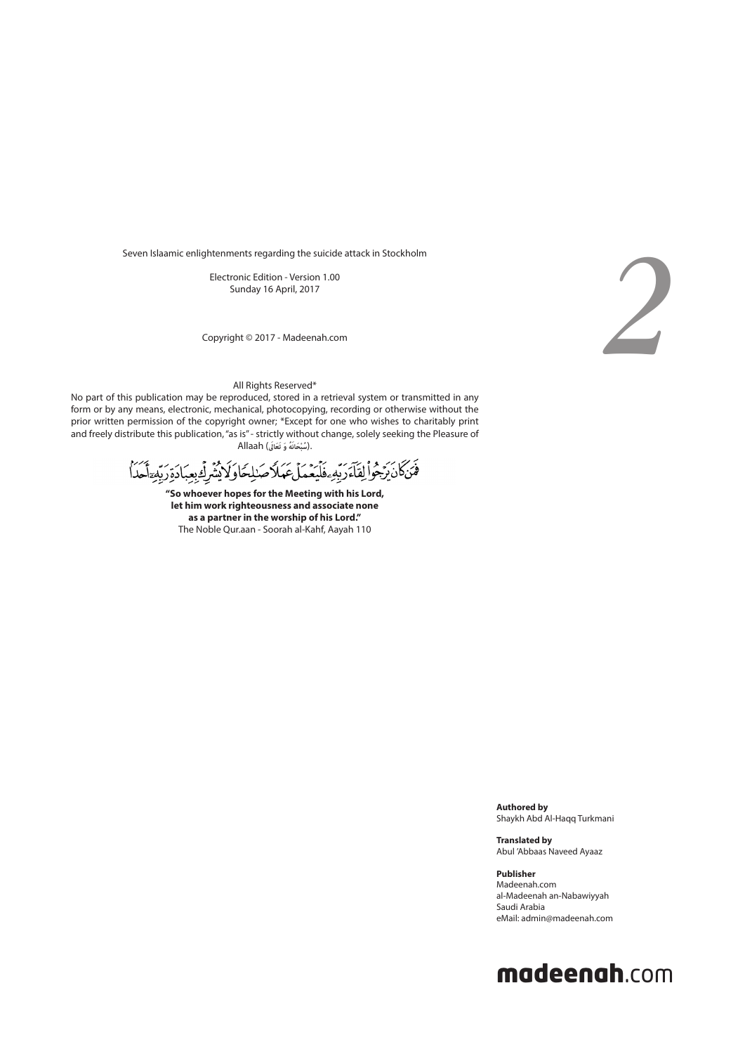Seven Islaamic enlightenments regarding the suicide attack in Stockholm

Electronic Edition - Version 1.00
Sunday 16 April, 2017

Copyright © 2017 - Madeenah.com

All Rights Reserved*
No part of this publication may be reproduced, stored in a retrieval system or transmitted in any form or by any means, electronic, mechanical, photocopying, recording or otherwise without the prior written permission of the copyright owner; *Except for one who wishes to charitably print and freely distribute this publication, "as is" - strictly without change, solely seeking the Pleasure of Allaah (سُبْحَانَهُ وَ تَعَالَىٰ).

فَمَن كَانَ يَرْجُواْ لِقَآءَ رَبِّهِۦ فَلْيَعْمَلْ عَمَلًا صَٰلِحًا وَلَا يُشْرِكْ بِعِبَادَةِ رَبِّهِۦٓ أَحَدًۢا

**"So whoever hopes for the Meeting with his Lord, let him work righteousness and associate none as a partner in the worship of his Lord."**
The Noble Qur.aan - Soorah al-Kahf, Aayah 110

**Authored by**
Shaykh Abd Al-Haqq Turkmani

**Translated by**
Abul 'Abbaas Naveed Ayaaz

**Publisher**
Madeenah.com
al-Madeenah an-Nabawiyyah
Saudi Arabia
eMail: admin@madeenah.com

**madeenah**.com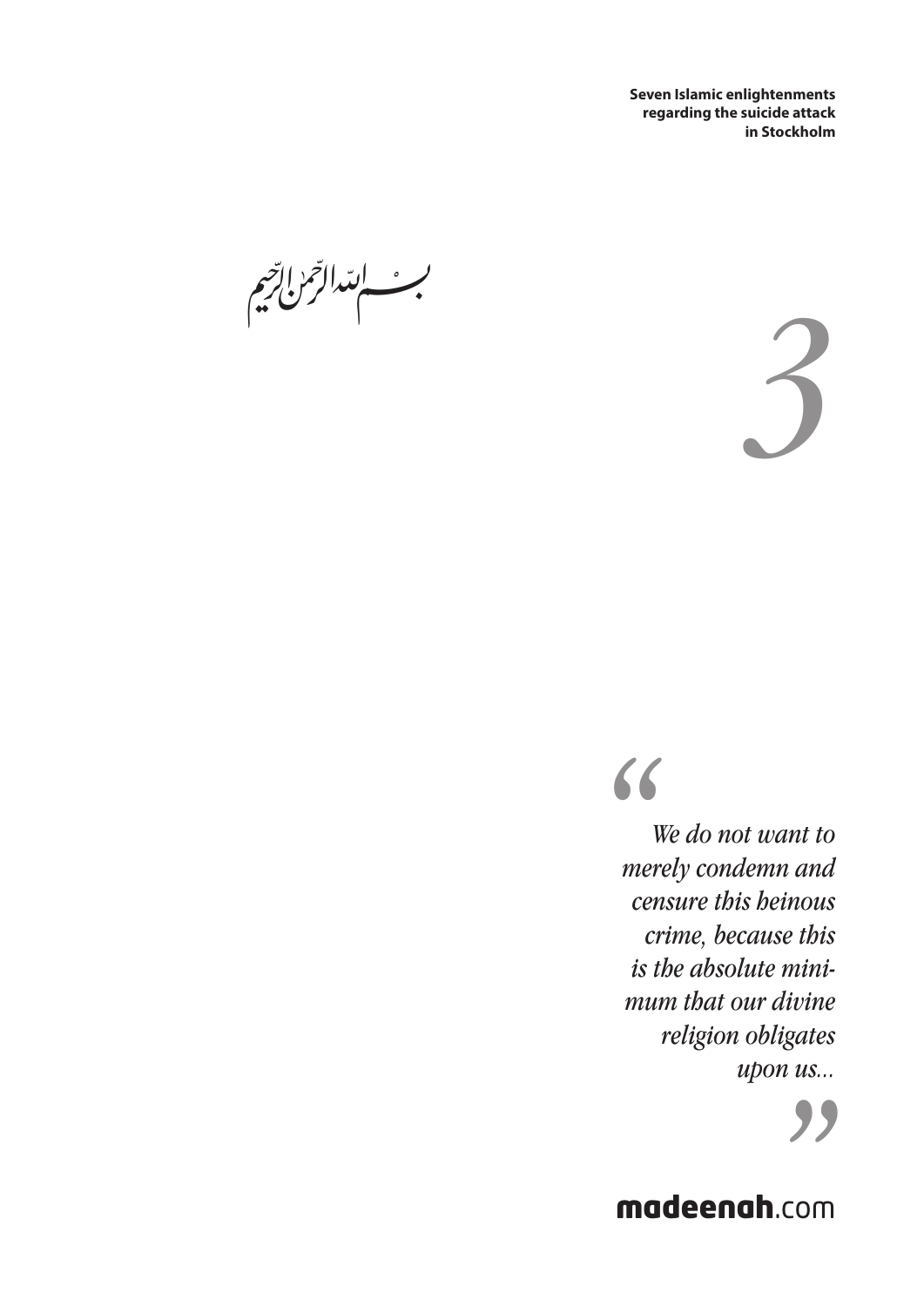بسم الله الرحمن الرحيم

> *We do not want to merely condemn and censure this heinous crime, because this is the absolute minimum that our divine religion obligates upon us...*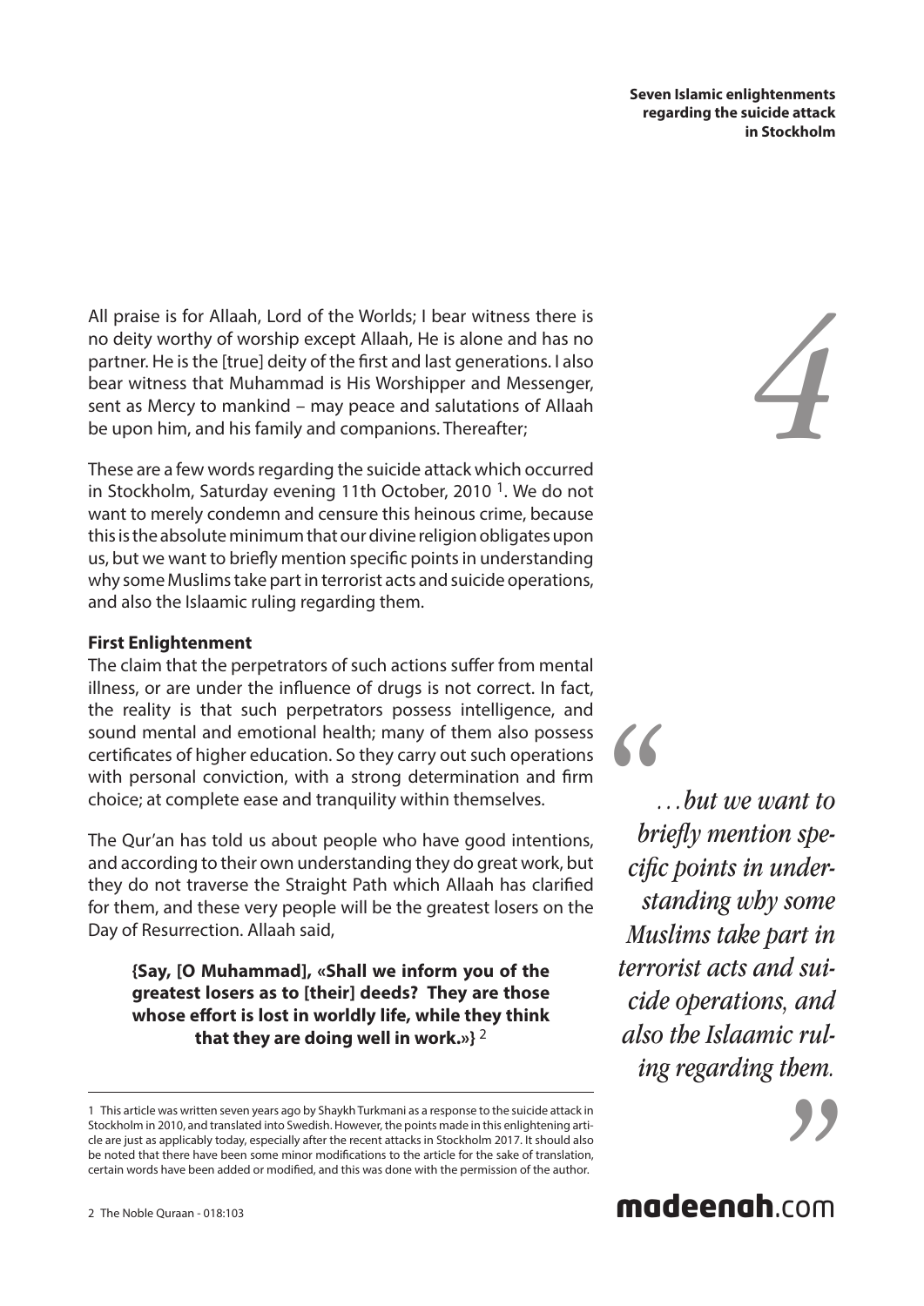All praise is for Allaah, Lord of the Worlds; I bear witness there is no deity worthy of worship except Allaah, He is alone and has no partner. He is the [true] deity of the first and last generations. I also bear witness that Muhammad is His Worshipper and Messenger, sent as Mercy to mankind – may peace and salutations of Allaah be upon him, and his family and companions. Thereafter;

These are a few words regarding the suicide attack which occurred in Stockholm, Saturday evening 11th October, 2010 [1]. We do not want to merely condemn and censure this heinous crime, because this is the absolute minimum that our divine religion obligates upon us, but we want to briefly mention specific points in understanding why some Muslims take part in terrorist acts and suicide operations, and also the Islaamic ruling regarding them.

### First Enlightenment

The claim that the perpetrators of such actions suffer from mental illness, or are under the influence of drugs is not correct. In fact, the reality is that such perpetrators possess intelligence, and sound mental and emotional health; many of them also possess certificates of higher education. So they carry out such operations with personal conviction, with a strong determination and firm choice; at complete ease and tranquility within themselves.

The Qur'an has told us about people who have good intentions, and according to their own understanding they do great work, but they do not traverse the Straight Path which Allaah has clarified for them, and these very people will be the greatest losers on the Day of Resurrection. Allaah said,

> **{Say, [O Muhammad], «Shall we inform you of the greatest losers as to [their] deeds? They are those whose effort is lost in worldly life, while they think that they are doing well in work.»}** [2]

> *"…but we want to briefly mention specific points in understanding why some Muslims take part in terrorist acts and suicide operations, and also the Islaamic ruling regarding them."*

---

[1] This article was written seven years ago by Shaykh Turkmani as a response to the suicide attack in Stockholm in 2010, and translated into Swedish. However, the points made in this enlightening article are just as applicably today, especially after the recent attacks in Stockholm 2017. It should also be noted that there have been some minor modifications to the article for the sake of translation, certain words have been added or modified, and this was done with the permission of the author.

[2] The Noble Quraan - 018:103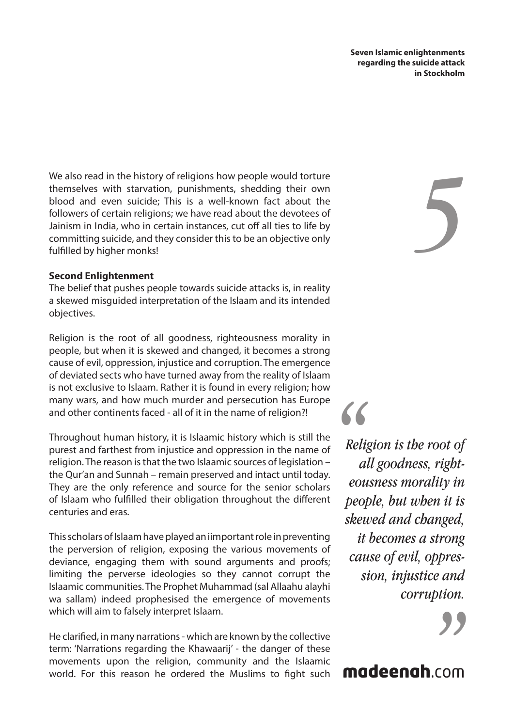We also read in the history of religions how people would torture themselves with starvation, punishments, shedding their own blood and even suicide; This is a well-known fact about the followers of certain religions; we have read about the devotees of Jainism in India, who in certain instances, cut off all ties to life by committing suicide, and they consider this to be an objective only fulfilled by higher monks!

**Second Enlightenment**

The belief that pushes people towards suicide attacks is, in reality a skewed misguided interpretation of the Islaam and its intended objectives.

Religion is the root of all goodness, righteousness morality in people, but when it is skewed and changed, it becomes a strong cause of evil, oppression, injustice and corruption. The emergence of deviated sects who have turned away from the reality of Islaam is not exclusive to Islaam. Rather it is found in every religion; how many wars, and how much murder and persecution has Europe and other continents faced - all of it in the name of religion?!

Throughout human history, it is Islaamic history which is still the purest and farthest from injustice and oppression in the name of religion. The reason is that the two Islaamic sources of legislation – the Qur'an and Sunnah – remain preserved and intact until today. They are the only reference and source for the senior scholars of Islaam who fulfilled their obligation throughout the different centuries and eras.

This scholars of Islaam have played an iimportant role in preventing the perversion of religion, exposing the various movements of deviance, engaging them with sound arguments and proofs; limiting the perverse ideologies so they cannot corrupt the Islaamic communities. The Prophet Muhammad (sal Allaahu alayhi wa sallam) indeed prophesised the emergence of movements which will aim to falsely interpret Islaam.

He clarified, in many narrations - which are known by the collective term: 'Narrations regarding the Khawaarij' - the danger of these movements upon the religion, community and the Islaamic world. For this reason he ordered the Muslims to fight such

> *"Religion is the root of all goodness, righteousness morality in people, but when it is skewed and changed, it becomes a strong cause of evil, oppression, injustice and corruption."*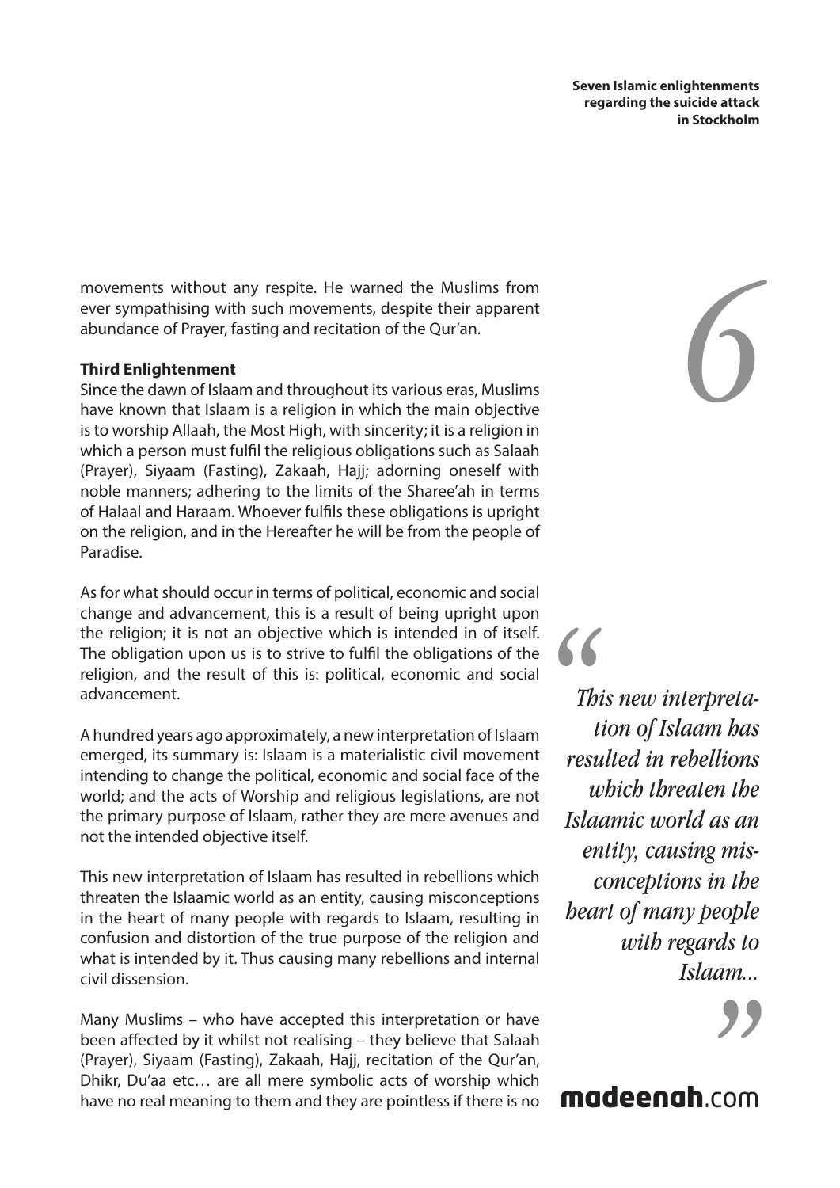movements without any respite. He warned the Muslims from ever sympathising with such movements, despite their apparent abundance of Prayer, fasting and recitation of the Qur'an.

**Third Enlightenment**

Since the dawn of Islaam and throughout its various eras, Muslims have known that Islaam is a religion in which the main objective is to worship Allaah, the Most High, with sincerity; it is a religion in which a person must fulfil the religious obligations such as Salaah (Prayer), Siyaam (Fasting), Zakaah, Hajj; adorning oneself with noble manners; adhering to the limits of the Sharee'ah in terms of Halaal and Haraam. Whoever fulfils these obligations is upright on the religion, and in the Hereafter he will be from the people of Paradise.

As for what should occur in terms of political, economic and social change and advancement, this is a result of being upright upon the religion; it is not an objective which is intended in of itself. The obligation upon us is to strive to fulfil the obligations of the religion, and the result of this is: political, economic and social advancement.

A hundred years ago approximately, a new interpretation of Islaam emerged, its summary is: Islaam is a materialistic civil movement intending to change the political, economic and social face of the world; and the acts of Worship and religious legislations, are not the primary purpose of Islaam, rather they are mere avenues and not the intended objective itself.

This new interpretation of Islaam has resulted in rebellions which threaten the Islaamic world as an entity, causing misconceptions in the heart of many people with regards to Islaam, resulting in confusion and distortion of the true purpose of the religion and what is intended by it. Thus causing many rebellions and internal civil dissension.

> *"This new interpretation of Islaam has resulted in rebellions which threaten the Islaamic world as an entity, causing misconceptions in the heart of many people with regards to Islaam..."*

Many Muslims – who have accepted this interpretation or have been affected by it whilst not realising – they believe that Salaah (Prayer), Siyaam (Fasting), Zakaah, Hajj, recitation of the Qur'an, Dhikr, Du'aa etc… are all mere symbolic acts of worship which have no real meaning to them and they are pointless if there is no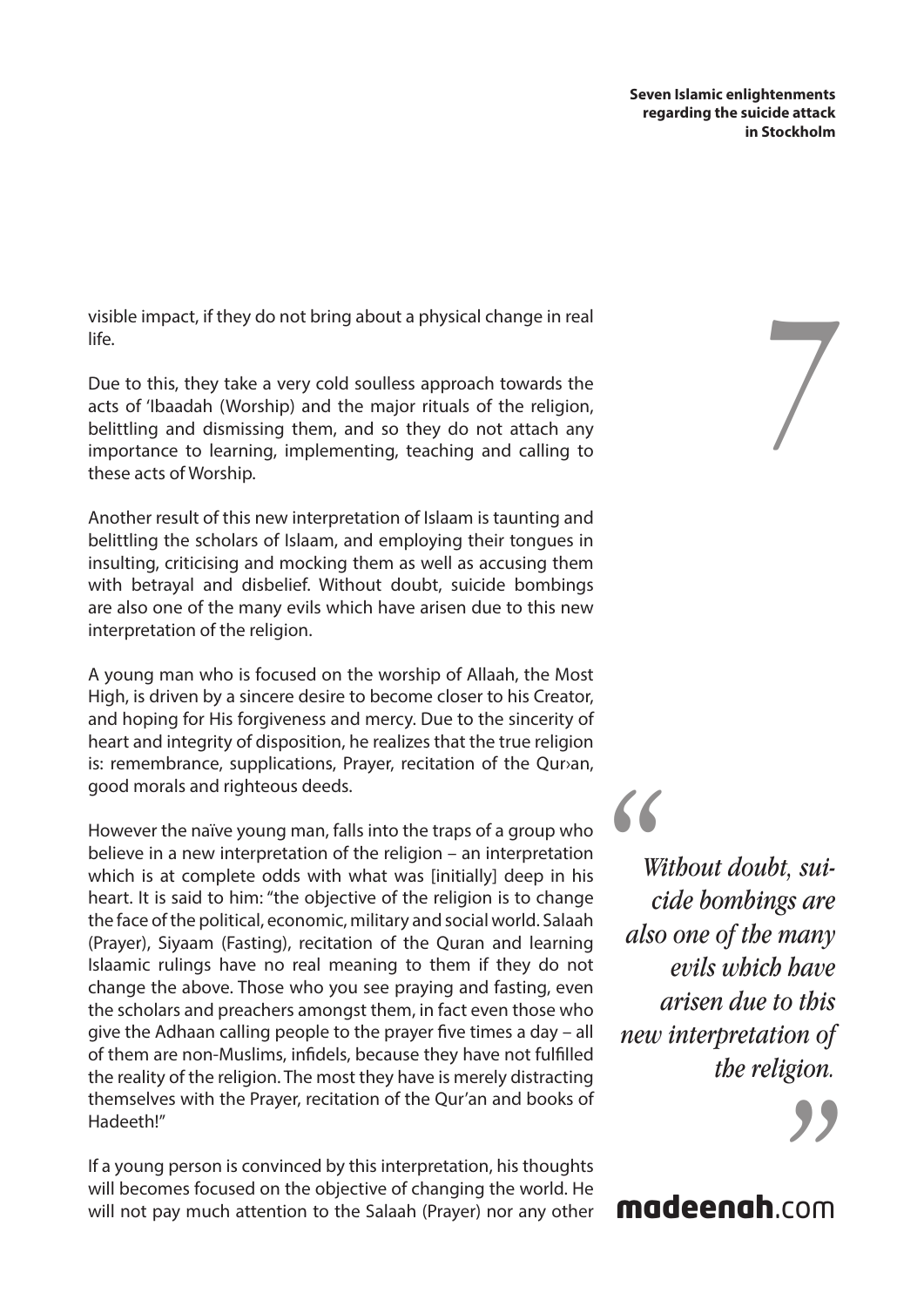visible impact, if they do not bring about a physical change in real life.

Due to this, they take a very cold soulless approach towards the acts of 'Ibaadah (Worship) and the major rituals of the religion, belittling and dismissing them, and so they do not attach any importance to learning, implementing, teaching and calling to these acts of Worship.

Another result of this new interpretation of Islaam is taunting and belittling the scholars of Islaam, and employing their tongues in insulting, criticising and mocking them as well as accusing them with betrayal and disbelief. Without doubt, suicide bombings are also one of the many evils which have arisen due to this new interpretation of the religion.

A young man who is focused on the worship of Allaah, the Most High, is driven by a sincere desire to become closer to his Creator, and hoping for His forgiveness and mercy. Due to the sincerity of heart and integrity of disposition, he realizes that the true religion is: remembrance, supplications, Prayer, recitation of the Qur›an, good morals and righteous deeds.

However the naïve young man, falls into the traps of a group who believe in a new interpretation of the religion – an interpretation which is at complete odds with what was [initially] deep in his heart. It is said to him: "the objective of the religion is to change the face of the political, economic, military and social world. Salaah (Prayer), Siyaam (Fasting), recitation of the Quran and learning Islaamic rulings have no real meaning to them if they do not change the above. Those who you see praying and fasting, even the scholars and preachers amongst them, in fact even those who give the Adhaan calling people to the prayer five times a day – all of them are non-Muslims, infidels, because they have not fulfilled the reality of the religion. The most they have is merely distracting themselves with the Prayer, recitation of the Qur'an and books of Hadeeth!"

If a young person is convinced by this interpretation, his thoughts will becomes focused on the objective of changing the world. He will not pay much attention to the Salaah (Prayer) nor any other

> *"Without doubt, suicide bombings are also one of the many evils which have arisen due to this new interpretation of the religion."*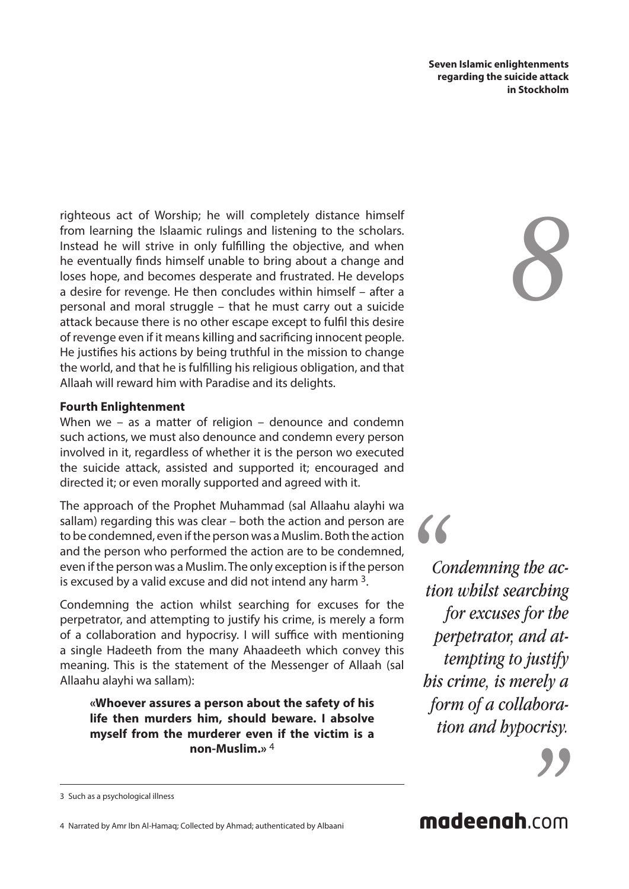righteous act of Worship; he will completely distance himself from learning the Islaamic rulings and listening to the scholars. Instead he will strive in only fulfilling the objective, and when he eventually finds himself unable to bring about a change and loses hope, and becomes desperate and frustrated. He develops a desire for revenge. He then concludes within himself – after a personal and moral struggle – that he must carry out a suicide attack because there is no other escape except to fulfil this desire of revenge even if it means killing and sacrificing innocent people. He justifies his actions by being truthful in the mission to change the world, and that he is fulfilling his religious obligation, and that Allaah will reward him with Paradise and its delights.

**Fourth Enlightenment**

When we – as a matter of religion – denounce and condemn such actions, we must also denounce and condemn every person involved in it, regardless of whether it is the person wo executed the suicide attack, assisted and supported it; encouraged and directed it; or even morally supported and agreed with it.

The approach of the Prophet Muhammad (sal Allaahu alayhi wa sallam) regarding this was clear – both the action and person are to be condemned, even if the person was a Muslim. Both the action and the person who performed the action are to be condemned, even if the person was a Muslim. The only exception is if the person is excused by a valid excuse and did not intend any harm [3].

Condemning the action whilst searching for excuses for the perpetrator, and attempting to justify his crime, is merely a form of a collaboration and hypocrisy. I will suffice with mentioning a single Hadeeth from the many Ahaadeeth which convey this meaning. This is the statement of the Messenger of Allaah (sal Allaahu alayhi wa sallam):

> **«Whoever assures a person about the safety of his life then murders him, should beware. I absolve myself from the murderer even if the victim is a non-Muslim.»** [4]

> *"Condemning the action whilst searching for excuses for the perpetrator, and attempting to justify his crime, is merely a form of a collaboration and hypocrisy."*

---

[3] Such as a psychological illness

[4] Narrated by Amr Ibn Al-Hamaq; Collected by Ahmad; authenticated by Albaani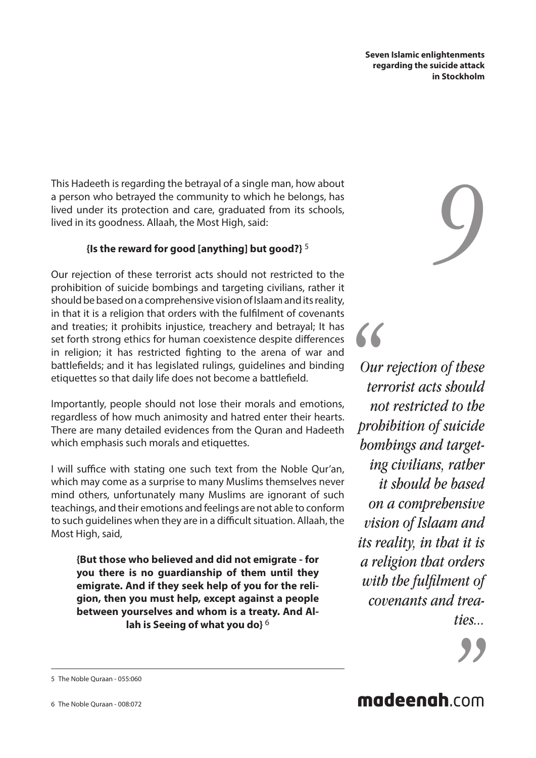This Hadeeth is regarding the betrayal of a single man, how about a person who betrayed the community to which he belongs, has lived under its protection and care, graduated from its schools, lived in its goodness. Allaah, the Most High, said:

**{Is the reward for good [anything] but good?}** [5]

Our rejection of these terrorist acts should not restricted to the prohibition of suicide bombings and targeting civilians, rather it should be based on a comprehensive vision of Islaam and its reality, in that it is a religion that orders with the fulfilment of covenants and treaties; it prohibits injustice, treachery and betrayal; It has set forth strong ethics for human coexistence despite differences in religion; it has restricted fighting to the arena of war and battlefields; and it has legislated rulings, guidelines and binding etiquettes so that daily life does not become a battlefield.

Importantly, people should not lose their morals and emotions, regardless of how much animosity and hatred enter their hearts. There are many detailed evidences from the Quran and Hadeeth which emphasis such morals and etiquettes.

I will suffice with stating one such text from the Noble Qur'an, which may come as a surprise to many Muslims themselves never mind others, unfortunately many Muslims are ignorant of such teachings, and their emotions and feelings are not able to conform to such guidelines when they are in a difficult situation. Allaah, the Most High, said,

> **{But those who believed and did not emigrate - for you there is no guardianship of them until they emigrate. And if they seek help of you for the religion, then you must help, except against a people between yourselves and whom is a treaty. And Allah is Seeing of what you do}** [6]

> *"Our rejection of these terrorist acts should not restricted to the prohibition of suicide bombings and targeting civilians, rather it should be based on a comprehensive vision of Islaam and its reality, in that it is a religion that orders with the fulfilment of covenants and treaties..."*

---

5 The Noble Quraan - 055:060

6 The Noble Quraan - 008:072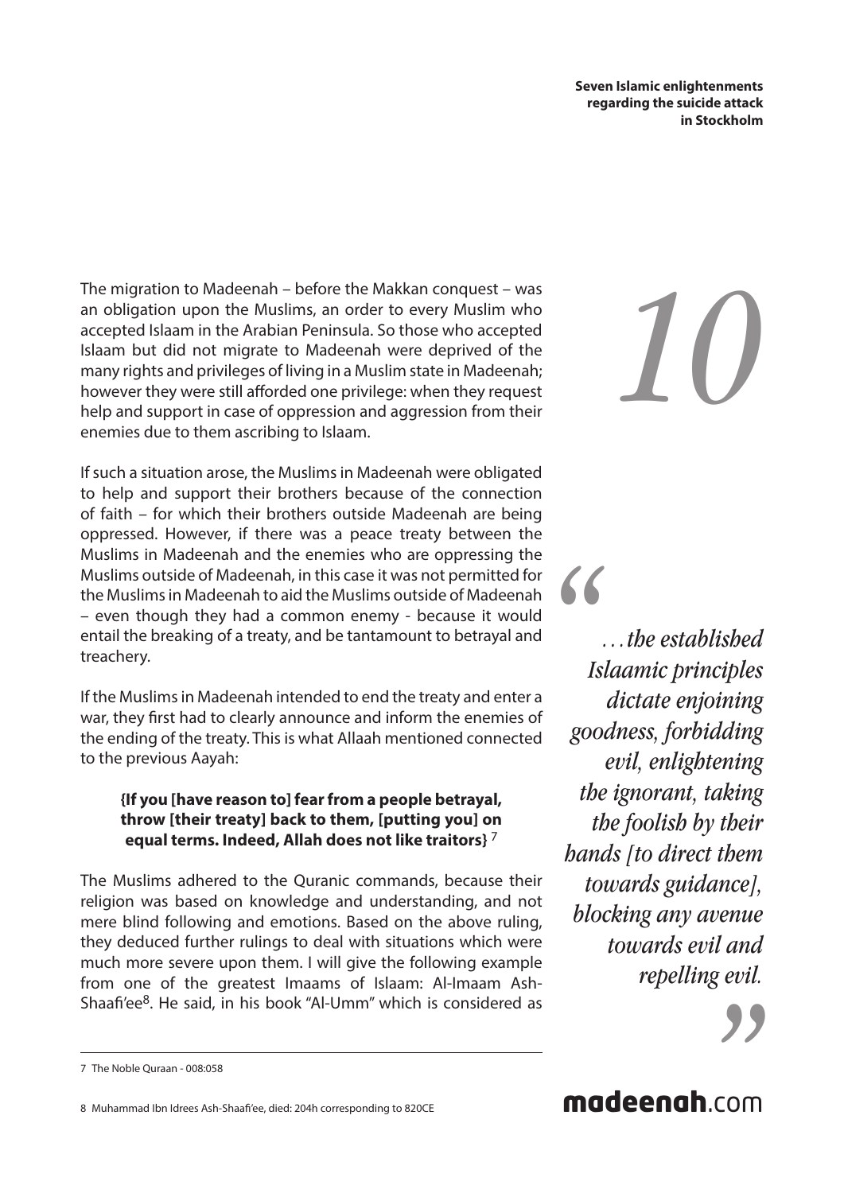The migration to Madeenah – before the Makkan conquest – was an obligation upon the Muslims, an order to every Muslim who accepted Islaam in the Arabian Peninsula. So those who accepted Islaam but did not migrate to Madeenah were deprived of the many rights and privileges of living in a Muslim state in Madeenah; however they were still afforded one privilege: when they request help and support in case of oppression and aggression from their enemies due to them ascribing to Islaam.

If such a situation arose, the Muslims in Madeenah were obligated to help and support their brothers because of the connection of faith – for which their brothers outside Madeenah are being oppressed. However, if there was a peace treaty between the Muslims in Madeenah and the enemies who are oppressing the Muslims outside of Madeenah, in this case it was not permitted for the Muslims in Madeenah to aid the Muslims outside of Madeenah – even though they had a common enemy - because it would entail the breaking of a treaty, and be tantamount to betrayal and treachery.

If the Muslims in Madeenah intended to end the treaty and enter a war, they first had to clearly announce and inform the enemies of the ending of the treaty. This is what Allaah mentioned connected to the previous Aayah:

> **{If you [have reason to] fear from a people betrayal, throw [their treaty] back to them, [putting you] on equal terms. Indeed, Allah does not like traitors}** [7]

The Muslims adhered to the Quranic commands, because their religion was based on knowledge and understanding, and not mere blind following and emotions. Based on the above ruling, they deduced further rulings to deal with situations which were much more severe upon them. I will give the following example from one of the greatest Imaams of Islaam: Al-Imaam Ash-Shaafi'ee[8]. He said, in his book "Al-Umm" which is considered as

> *"…the established Islaamic principles dictate enjoining goodness, forbidding evil, enlightening the ignorant, taking the foolish by their hands [to direct them towards guidance], blocking any avenue towards evil and repelling evil."*

---

7 The Noble Quraan - 008:058

8 Muhammad Ibn Idrees Ash-Shaafi'ee, died: 204h corresponding to 820CE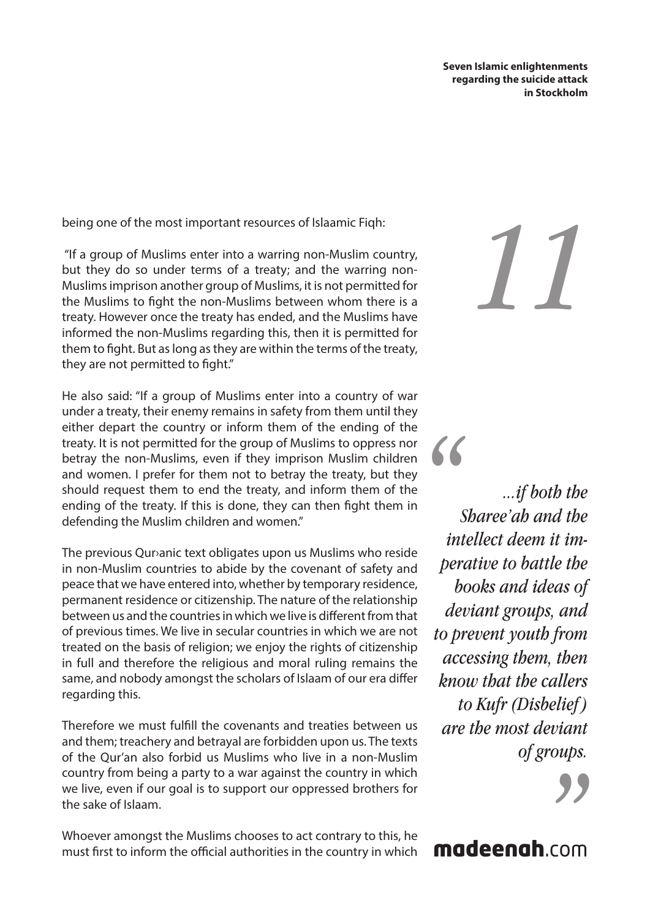being one of the most important resources of Islaamic Fiqh:

"If a group of Muslims enter into a warring non-Muslim country, but they do so under terms of a treaty; and the warring non-Muslims imprison another group of Muslims, it is not permitted for the Muslims to fight the non-Muslims between whom there is a treaty. However once the treaty has ended, and the Muslims have informed the non-Muslims regarding this, then it is permitted for them to fight. But as long as they are within the terms of the treaty, they are not permitted to fight."

He also said: "If a group of Muslims enter into a country of war under a treaty, their enemy remains in safety from them until they either depart the country or inform them of the ending of the treaty. It is not permitted for the group of Muslims to oppress nor betray the non-Muslims, even if they imprison Muslim children and women. I prefer for them not to betray the treaty, but they should request them to end the treaty, and inform them of the ending of the treaty. If this is done, they can then fight them in defending the Muslim children and women."

The previous Qur›anic text obligates upon us Muslims who reside in non-Muslim countries to abide by the covenant of safety and peace that we have entered into, whether by temporary residence, permanent residence or citizenship. The nature of the relationship between us and the countries in which we live is different from that of previous times. We live in secular countries in which we are not treated on the basis of religion; we enjoy the rights of citizenship in full and therefore the religious and moral ruling remains the same, and nobody amongst the scholars of Islaam of our era differ regarding this.

Therefore we must fulfill the covenants and treaties between us and them; treachery and betrayal are forbidden upon us. The texts of the Qur'an also forbid us Muslims who live in a non-Muslim country from being a party to a war against the country in which we live, even if our goal is to support our oppressed brothers for the sake of Islaam.

Whoever amongst the Muslims chooses to act contrary to this, he must first to inform the official authorities in the country in which

> *"...if both the Sharee'ah and the intellect deem it imperative to battle the books and ideas of deviant groups, and to prevent youth from accessing them, then know that the callers to Kufr (Disbelief) are the most deviant of groups."*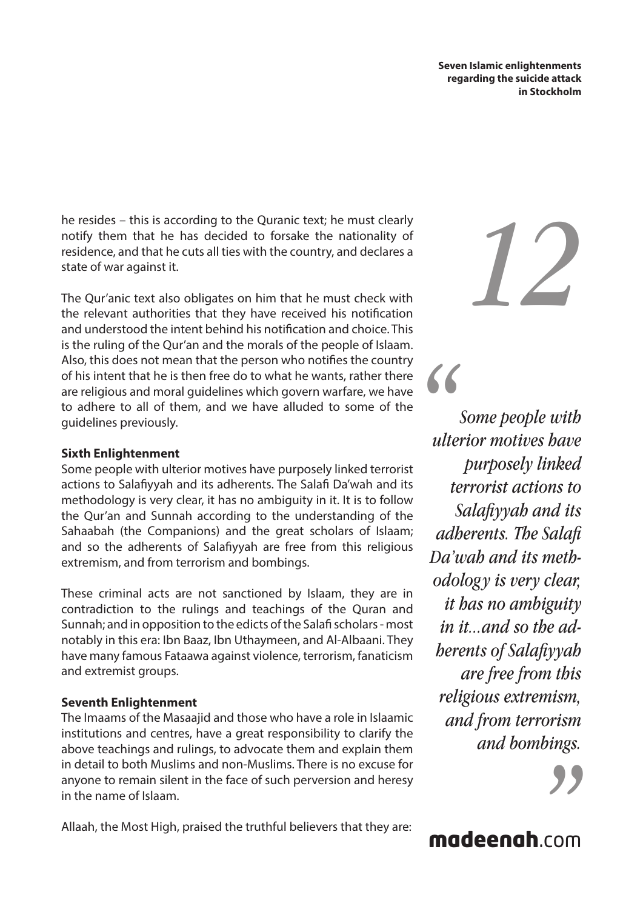he resides – this is according to the Quranic text; he must clearly notify them that he has decided to forsake the nationality of residence, and that he cuts all ties with the country, and declares a state of war against it.

The Qur'anic text also obligates on him that he must check with the relevant authorities that they have received his notification and understood the intent behind his notification and choice. This is the ruling of the Qur'an and the morals of the people of Islaam. Also, this does not mean that the person who notifies the country of his intent that he is then free do to what he wants, rather there are religious and moral guidelines which govern warfare, we have to adhere to all of them, and we have alluded to some of the guidelines previously.

**Sixth Enlightenment**

Some people with ulterior motives have purposely linked terrorist actions to Salafiyyah and its adherents. The Salafi Da'wah and its methodology is very clear, it has no ambiguity in it. It is to follow the Qur'an and Sunnah according to the understanding of the Sahaabah (the Companions) and the great scholars of Islaam; and so the adherents of Salafiyyah are free from this religious extremism, and from terrorism and bombings.

These criminal acts are not sanctioned by Islaam, they are in contradiction to the rulings and teachings of the Quran and Sunnah; and in opposition to the edicts of the Salafi scholars - most notably in this era: Ibn Baaz, Ibn Uthaymeen, and Al-Albaani. They have many famous Fataawa against violence, terrorism, fanaticism and extremist groups.

**Seventh Enlightenment**

The Imaams of the Masaajid and those who have a role in Islaamic institutions and centres, have a great responsibility to clarify the above teachings and rulings, to advocate them and explain them in detail to both Muslims and non-Muslims. There is no excuse for anyone to remain silent in the face of such perversion and heresy in the name of Islaam.

Allaah, the Most High, praised the truthful believers that they are:

> *"Some people with ulterior motives have purposely linked terrorist actions to Salafiyyah and its adherents. The Salafi Da'wah and its methodology is very clear, it has no ambiguity in it...and so the adherents of Salafiyyah are free from this religious extremism, and from terrorism and bombings."*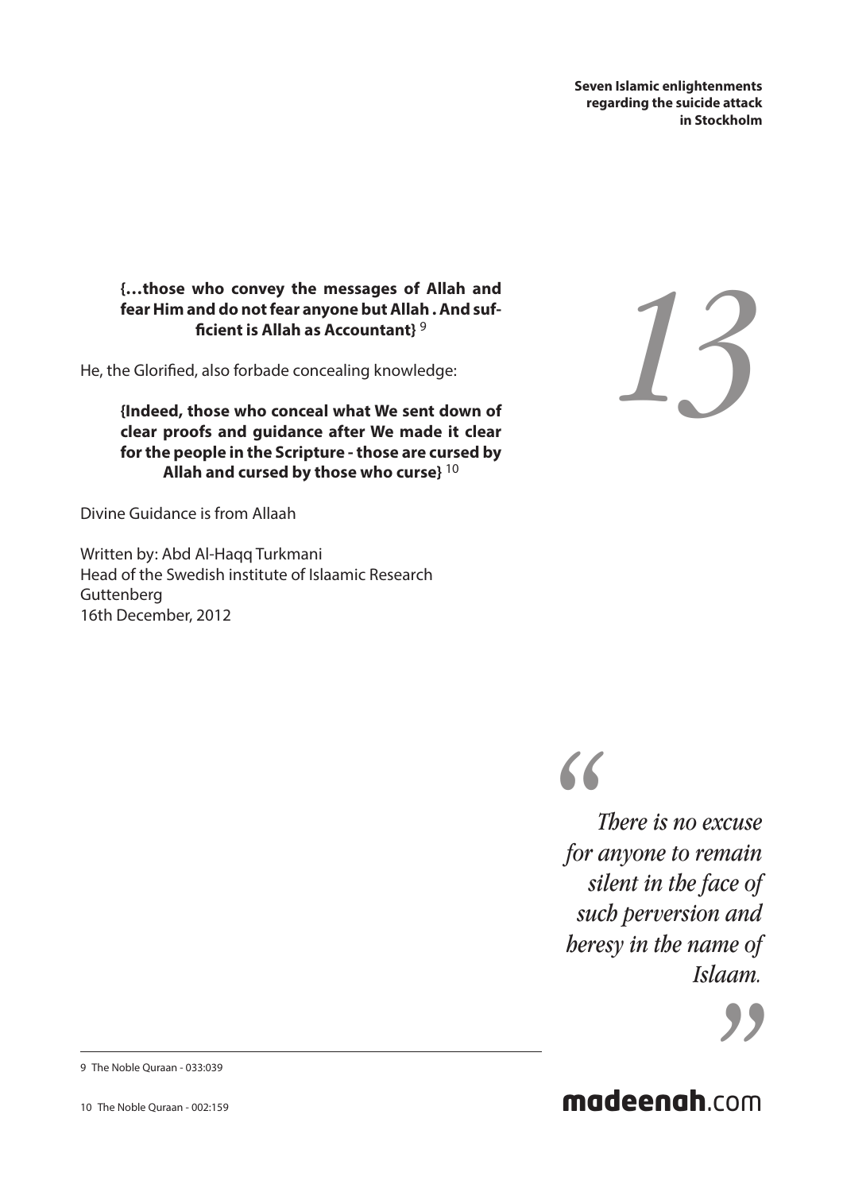> **{…those who convey the messages of Allah and fear Him and do not fear anyone but Allah . And sufficient is Allah as Accountant}** [9]

He, the Glorified, also forbade concealing knowledge:

> **{Indeed, those who conceal what We sent down of clear proofs and guidance after We made it clear for the people in the Scripture - those are cursed by Allah and cursed by those who curse}** [10]

Divine Guidance is from Allaah

Written by: Abd Al-Haqq Turkmani
Head of the Swedish institute of Islaamic Research
Guttenberg
16th December, 2012

> *"There is no excuse for anyone to remain silent in the face of such perversion and heresy in the name of Islaam."*

---

9 The Noble Quraan - 033:039

10 The Noble Quraan - 002:159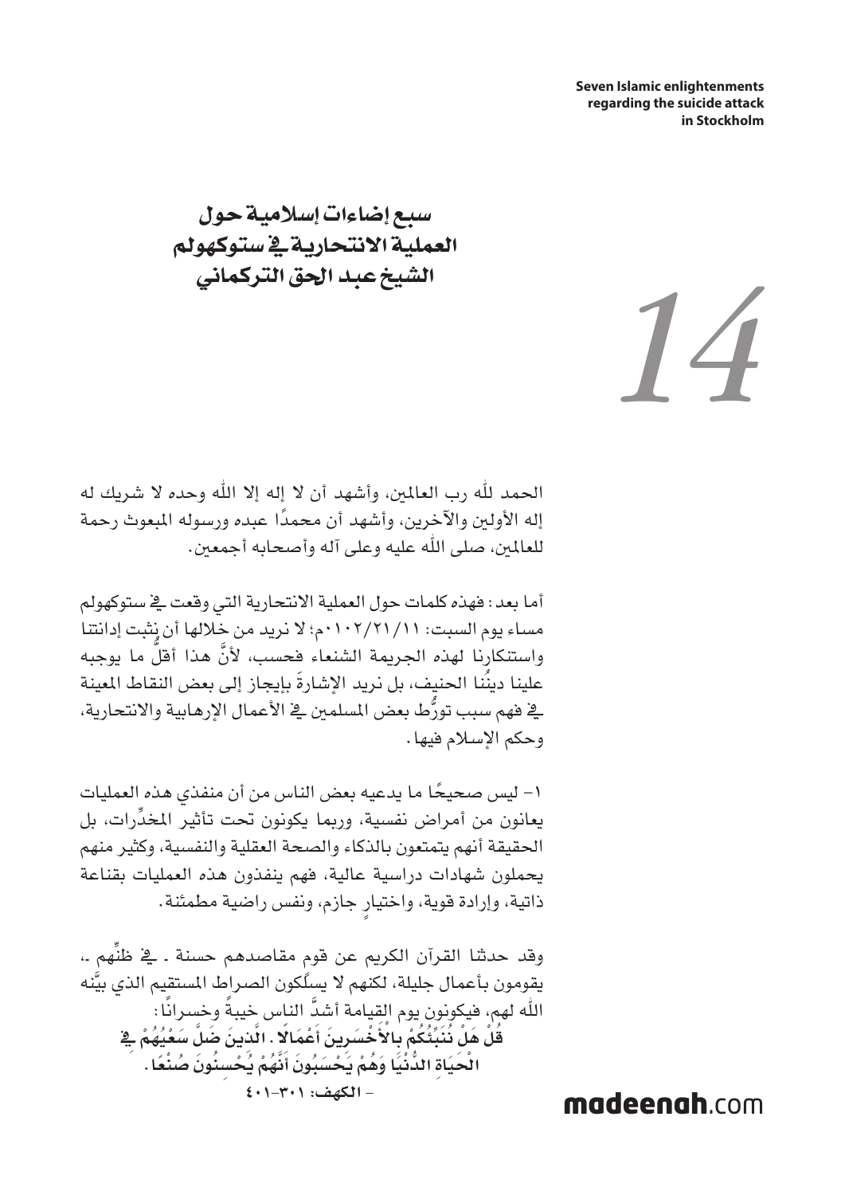**Seven Islamic enlightenments regarding the suicide attack in Stockholm**

# سبع إضاءات إسلامية حول العملية الانتحارية في ستوكهولم
## الشيخ عبد الحق التركماني

الحمد لله رب العالمين، وأشهد أن لا إله إلا الله وحده لا شريك له إله الأولين والآخرين، وأشهد أن محمدًا عبده ورسوله المبعوث رحمة للعالمين، صلى الله عليه وعلى آله وأصحابه أجمعين.

أما بعد: فهذه كلمات حول العملية الانتحارية التي وقعت في ستوكهولم مساء يوم السبت: ١١/٢١/٢٠١٠م؛ لا نريد من خلالها أن نثبت إدانتنا واستنكارنا لهذه الجريمة الشنعاء فحسب، لأنَّ هذا أقلُّ ما يوجبه علينا ديننا الحنيف، بل نريد الإشارةَ بإيجاز إلى بعض النقاط المعينة في فهم سبب تورُّط بعض المسلمين في الأعمال الإرهابية والانتحارية، وحكم الإسلام فيها.

١- ليس صحيحًا ما يدعيه بعض الناس من أن منفذي هذه العمليات يعانون من أمراض نفسية، وربما يكونون تحت تأثير المخدِّرات، بل الحقيقة أنهم يتمتعون بالذكاء والصحة العقلية والنفسية، وكثير منهم يحملون شهادات دراسية عالية، فهم ينفذون هذه العمليات بقناعة ذاتية، وإرادة قوية، واختيارٍ جازم، ونفس راضية مطمئنة.

وقد حدثنا القرآن الكريم عن قوم مقاصدهم حسنة ـ في ظنِّهم ـ، يقومون بأعمال جليلة، لكنهم لا يسلكون الصراط المستقيم الذي بيَّنه الله لهم، فيكونون يوم القيامة أشدَّ الناس خيبةً وخسرانًا:

**قُلْ هَلْ نُنَبِّئُكُمْ بِالْأَخْسَرِينَ أَعْمَالًا . الَّذِينَ ضَلَّ سَعْيُهُمْ فِي الْحَيَاةِ الدُّنْيَا وَهُمْ يَحْسَبُونَ أَنَّهُمْ يُحْسِنُونَ صُنْعًا .**

**- الكهف: ١٠٣-١٠٤**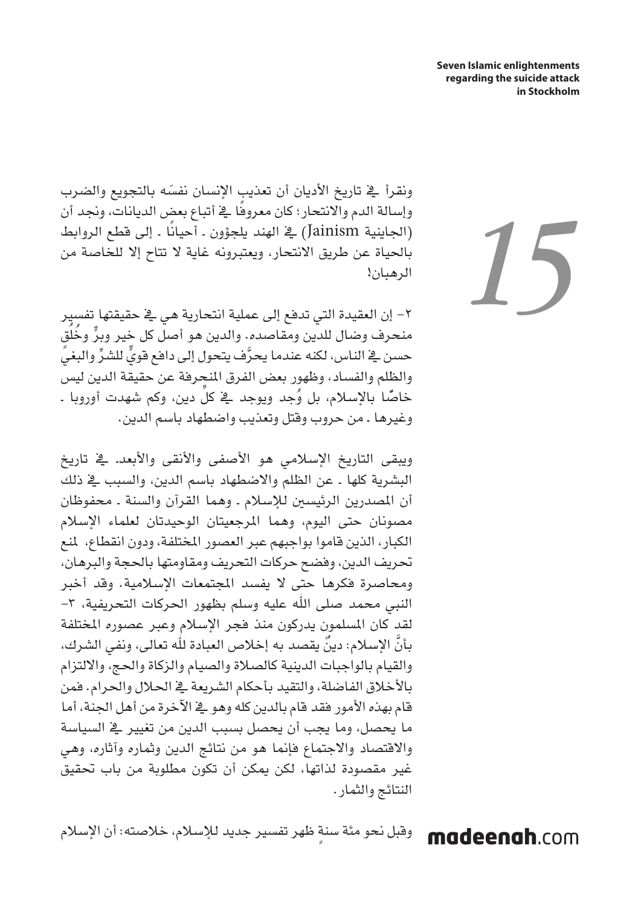ونقرأ في تاريخ الأديان أن تعذيب الإنسان نفسَه بالتجويع والضرب وإسالة الدم والانتحار؛ كان معروفًا في أتباع بعض الديانات، ونجد أن (الجاينية Jainism) في الهند يلجؤون ـ أحيانًا ـ إلى قطع الروابط بالحياة عن طريق الانتحار، ويعتبرونه غاية لا تتاح إلا للخاصة من الرهبان!

٢- إن العقيدة التي تدفع إلى عملية انتحارية هي في حقيقتها تفسير منحرف وضال للدين ومقاصده. والدين هو أصل كل خير وبرٍّ وخُلُق حسن في الناس، لكنه عندما يحرَّف يتحول إلى دافع قويٍّ للشرِّ والبغيِ والظلم والفساد، وظهور بعض الفرق المنحرفة عن حقيقة الدين ليس خاصًّا بالإسلام، بل وُجد ويوجد في كلِّ دين، وكم شهدت أوروبا ـ وغيرها ـ من حروب وقتل وتعذيب واضطهاد باسم الدين.

ويبقى التاريخ الإسلامي هو الأصفى والأنقى والأبعد- في تاريخ البشرية كلها ـ عن الظلم والاضطهاد باسم الدين، والسبب في ذلك أن المصدرين الرئيسين للإسلام ـ وهما القرآن والسنة ـ محفوظان مصونان حتى اليوم، وهما المرجعيتان الوحيدتان لعلماء الإسلام الكبار، الذين قاموا بواجبهم عبر العصور المختلفة، ودون انقطاع، لمنع تحريف الدين، وفضح حركات التحريف ومقاومتها بالحجة والبرهان، ومحاصرة فكرها حتى لا يفسد المجتمعات الإسلامية. وقد أخبر النبي محمد صلى الله عليه وسلم بظهور الحركات التحريفية، ٣- لقد كان المسلمون يدركون منذ فجر الإسلام وعبر عصوره المختلفة بأنَّ الإسلام: دينٌ يقصد به إخلاص العبادة لله تعالى، ونفي الشرك، والقيام بالواجبات الدينية كالصلاة والصيام والزكاة والحج، والالتزام بالأخلاق الفاضلة، والتقيد بأحكام الشريعة في الحلال والحرام. فمن قام بهذه الأمور فقد قام بالدين كله وهو في الآخرة من أهل الجنة، أما ما يحصل، وما يجب أن يحصل بسبب الدين من تغيير في السياسة والاقتصاد والاجتماع فإنما هو من نتائج الدين وثماره وآثاره، وهي غير مقصودة لذاتها، لكن يمكن أن تكون مطلوبة من باب تحقيق النتائج والثمار.

وقبل نحو مئة سنةٍ ظهر تفسير جديد للإسلام، خلاصته: أن الإسلام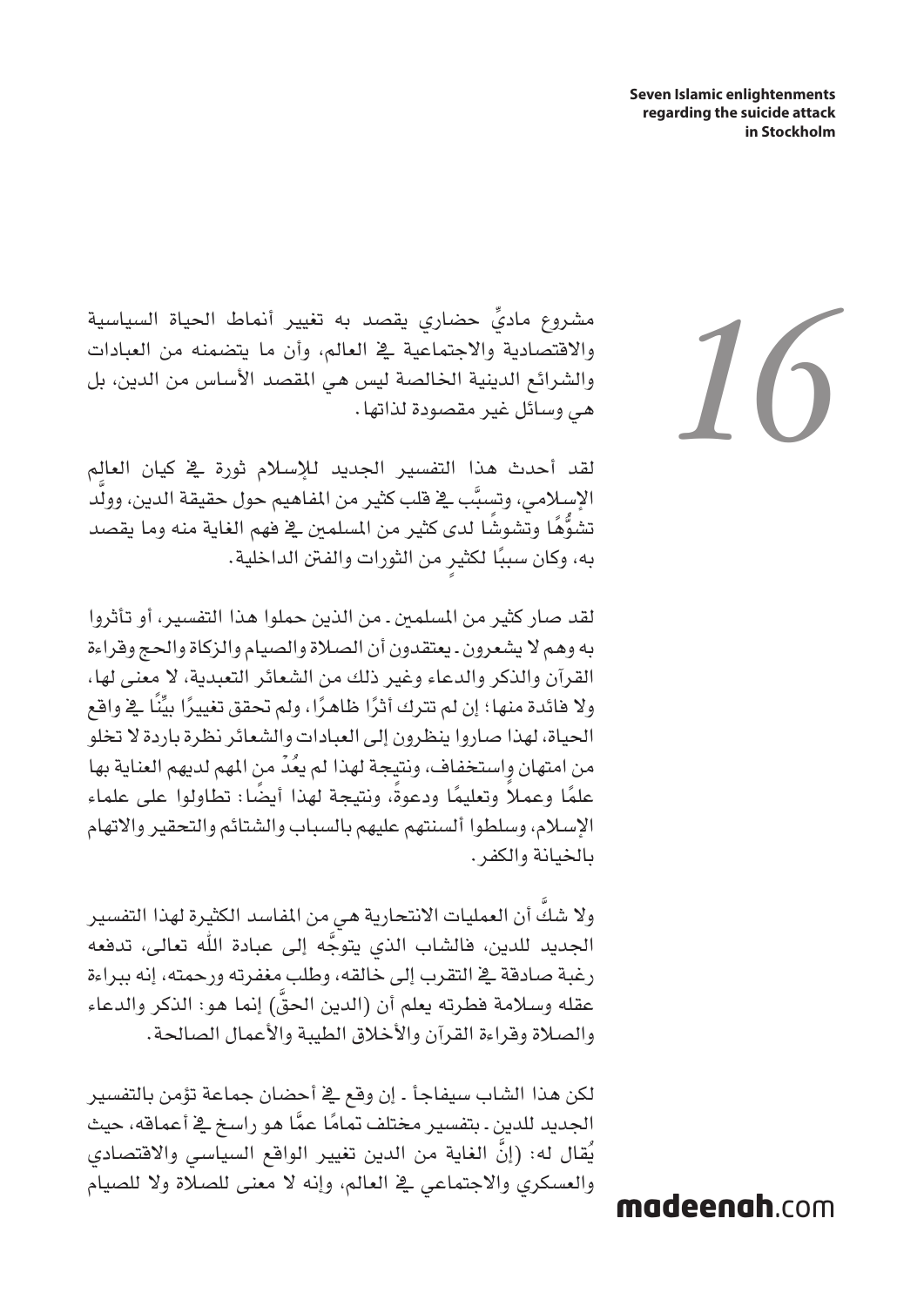مشروع ماديٍّ حضاري يقصد به تغيير أنماط الحياة السياسية والاقتصادية والاجتماعية في العالم، وأن ما يتضمنه من العبادات والشرائع الدينية الخالصة ليس هي المقصد الأساس من الدين، بل هي وسائل غير مقصودة لذاتها.

لقد أحدث هذا التفسير الجديد للإسلام ثورة في كيان العالم الإسلامي، وتسبَّب في قلب كثير من المفاهيم حول حقيقة الدين، وولَّد تشوُّهًا وتشوشًا لدى كثير من المسلمين في فهم الغاية منه وما يقصد به، وكان سببًا لكثيرٍ من الثورات والفتن الداخلية.

لقد صار كثير من المسلمين - من الذين حملوا هذا التفسير، أو تأثروا به وهم لا يشعرون - يعتقدون أن الصلاة والصيام والزكاة والحج وقراءة القرآن والذكر والدعاء وغير ذلك من الشعائر التعبدية، لا معنى لها، ولا فائدة منها؛ إن لم تترك أثرًا ظاهرًا، ولم تحقق تغييرًا بيِّنًا في واقع الحياة، لهذا صاروا ينظرون إلى العبادات والشعائر نظرة باردة لا تخلو من امتهان واستخفاف، ونتيجة لهذا لم يعُدْ من المهم لديهم العناية بها علمًا وعملاً وتعليمًا ودعوةً، ونتيجة لهذا أيضًا: تطاولوا على علماء الإسلام، وسلطوا ألسنتهم عليهم بالسباب والشتائم والتحقير والاتهام بالخيانة والكفر.

ولا شكَّ أن العمليات الانتحارية هي من المفاسد الكثيرة لهذا التفسير الجديد للدين، فالشاب الذي يتوجَّه إلى عبادة الله تعالى، تدفعه رغبة صادقة في التقرب إلى خالقه، وطلب مغفرته ورحمته، إنه ببراءة عقله وسلامة فطرته يعلم أن (الدين الحقَّ) إنما هو: الذكر والدعاء والصلاة وقراءة القرآن والأخلاق الطيبة والأعمال الصالحة.

لكن هذا الشاب سيفاجأ - إن وقع في أحضان جماعة تؤمن بالتفسير الجديد للدين - بتفسير مختلف تمامًا عمَّا هو راسخ في أعماقه، حيث يُقال له: (إنَّ الغاية من الدين تغيير الواقع السياسي والاقتصادي والعسكري والاجتماعي في العالم، وإنه لا معنى للصلاة ولا للصيام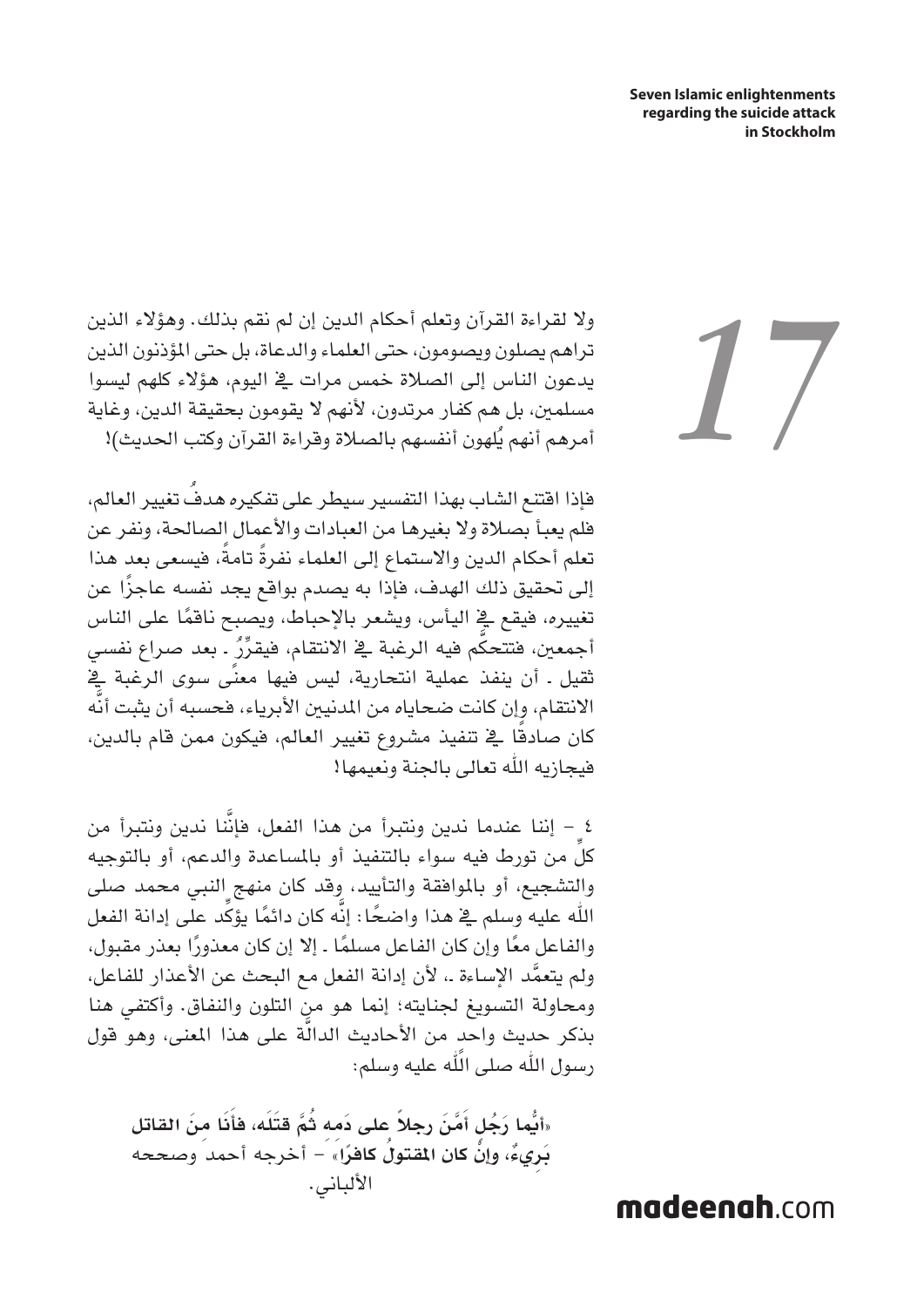ولا لقراءة القرآن وتعلم أحكام الدين إن لم نقم بذلك. وهؤلاء الذين تراهم يصلون ويصومون، حتى العلماء والدعاة، بل حتى المؤذنون الذين يدعون الناس إلى الصلاة خمس مرات في اليوم، هؤلاء كلهم ليسوا مسلمين، بل هم كفار مرتدون، لأنهم لا يقومون بحقيقة الدين، وغاية أمرهم أنهم يُلهون أنفسهم بالصلاة وقراءة القرآن وكتب الحديث)!

فإذا اقتنع الشاب بهذا التفسير سيطر على تفكيره هدفُ تغيير العالم، فلم يعبأ بصلاة ولا بغيرها من العبادات والأعمال الصالحة، ونفر عن تعلم أحكام الدين والاستماع إلى العلماء نفرةً تامةً، فيسعى بعد هذا إلى تحقيق ذلك الهدف، فإذا به يصدم بواقع يجد نفسه عاجزًا عن تغييره، فيقع في اليأس، ويشعر بالإحباط، ويصبح ناقمًا على الناس أجمعين، فتتحكَّم فيه الرغبة في الانتقام، فيقرِّرُ - بعد صراع نفسي ثقيل - أن ينفذ عملية انتحارية، ليس فيها معنًى سوى الرغبة في الانتقام، وإن كانت ضحاياه من المدنيين الأبرياء، فحسبه أن يثبت أنَّه كان صادقًا في تنفيذ مشروع تغيير العالم، فيكون ممن قام بالدين، فيجازيه الله تعالى بالجنة ونعيمها!

٤ – إننا عندما ندين ونتبرأ من هذا الفعل، فإنَّنا ندين ونتبرأ من كلٍ من تورط فيه سواء بالتنفيذ أو بالمساعدة والدعم، أو بالتوجيه والتشجيع، أو بالموافقة والتأييد، وقد كان منهج النبي محمد صلى الله عليه وسلم في هذا واضحًا: إنَّه كان دائمًا يؤكِّد على إدانة الفعل والفاعل معًا وإن كان الفاعل مسلمًا - إلا إن كان معذورًا بعذر مقبول، ولم يتعمَّد الإساءة -، لأن إدانة الفعل مع البحث عن الأعذار للفاعل، ومحاولة التسويغ لجنايته؛ إنما هو من التلون والنفاق. وأكتفي هنا بذكر حديث واحد من الأحاديث الدالَّة على هذا المعنى، وهو قول رسول الله صلى الله عليه وسلم:

**«أيُّما رَجُل أَمَّنَ رجلاً على دَمه ثُمَّ قتَلَه، فأَنَا منَ القاتل بَرِيءٌ، وإنْ كان المقتولُ كافرًا»** – أخرجه أحمد وصححه الألباني.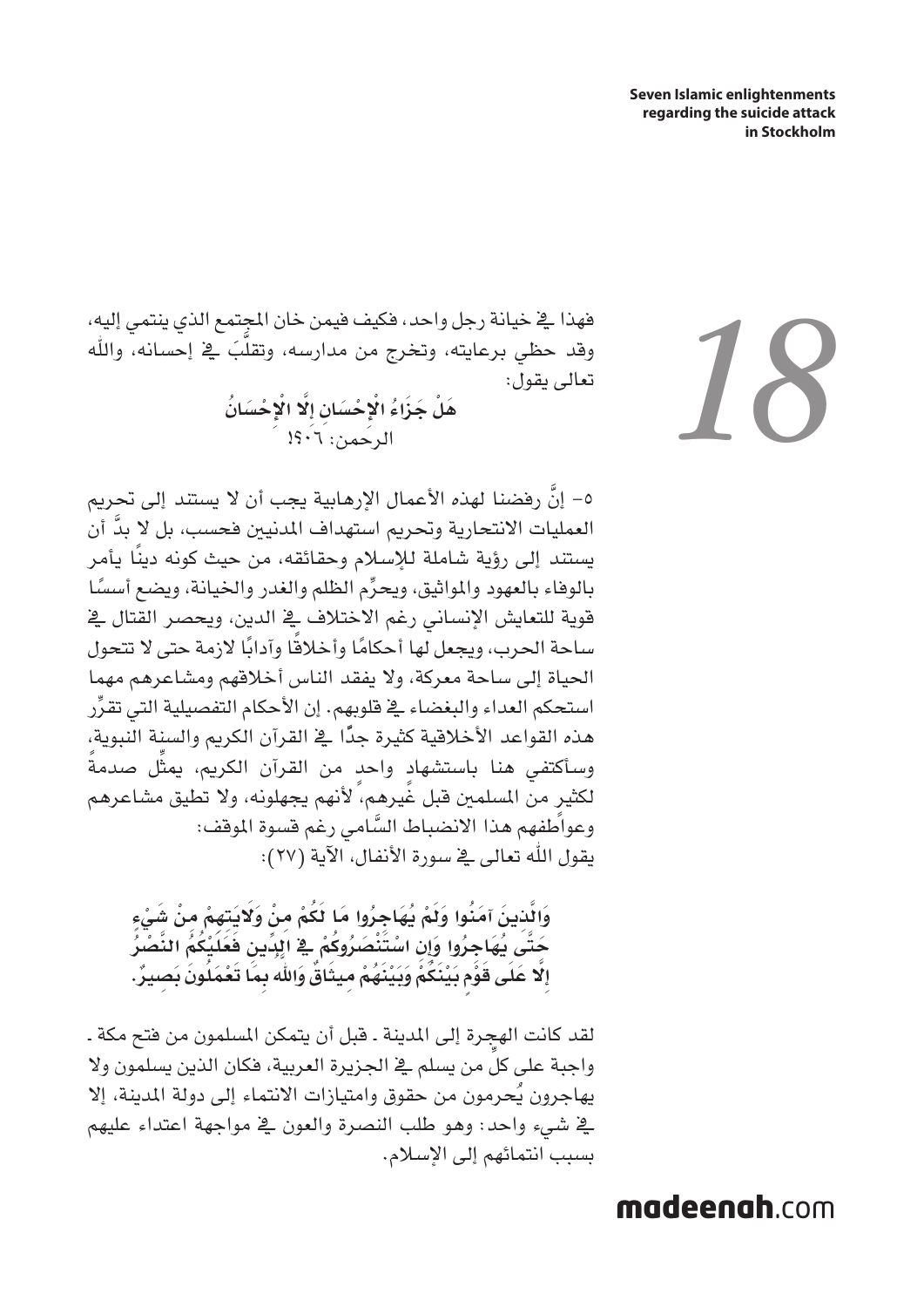فهذا في خيانة رجل واحد، فكيف فيمن خان المجتمع الذي ينتمي إليه، وقد حظي برعايته، وتخرج من مدارسه، وتقلَّبَ في إحسانه، والله تعالى يقول:

**هَلْ جَزَاءُ الْإِحْسَانِ إِلَّا الْإِحْسَانُ**

الرحمن: ٦٠!

٥- إنَّ رفضنا لهذه الأعمال الإرهابية يجب أن لا يستند إلى تحريم العمليات الانتحارية وتحريم استهداف المدنيين فحسب، بل لا بدَّ أن يستند إلى رؤية شاملة للإسلام وحقائقه، من حيث كونه دينًا يأمر بالوفاء بالعهود والمواثيق، ويحرِّم الظلم والغدر والخيانة، ويضع أسسًا قوية للتعايش الإنساني رغم الاختلاف في الدين، ويحصر القتال في ساحة الحرب، ويجعل لها أحكامًا وأخلاقًا وآدابًا لازمة حتى لا تتحول الحياة إلى ساحة معركة، ولا يفقد الناس أخلاقهم ومشاعرهم مهما استحكم العداء والبغضاء في قلوبهم. إن الأحكام التفصيلية التي تقرِّر هذه القواعد الأخلاقية كثيرة جدًا في القرآن الكريم والسنة النبوية، وسأكتفي هنا باستشهادٍ واحدٍ من القرآن الكريم، يمثِّل صدمةً لكثير من المسلمين قبل غيرهم، لأنهم يجهلونه، ولا تطيق مشاعرهم وعواطفهم هذا الانضباط السَّامي رغم قسوة الموقف:

يقول الله تعالى في سورة الأنفال، الآية (٢٧):

**وَالَّذِينَ آمَنُوا وَلَمْ يُهَاجِرُوا مَا لَكُمْ مِنْ وَلَايَتِهِمْ مِنْ شَيْءٍ حَتَّى يُهَاجِرُوا وَإِنِ اسْتَنْصَرُوكُمْ فِي الدِّينِ فَعَلَيْكُمُ النَّصْرُ إِلَّا عَلَى قَوْمٍ بَيْنَكُمْ وَبَيْنَهُمْ مِيثَاقٌ وَاللَّهُ بِمَا تَعْمَلُونَ بَصِيرٌ.**

لقد كانت الهجرة إلى المدينة ـ قبل أن يتمكن المسلمون من فتح مكة ـ واجبة على كلِّ من يسلم في الجزيرة العربية، فكان الذين يسلمون ولا يهاجرون يُحرمون من حقوق وامتيازات الانتماء إلى دولة المدينة، إلا في شيء واحد: وهو طلب النصرة والعون في مواجهة اعتداء عليهم بسبب انتمائهم إلى الإسلام.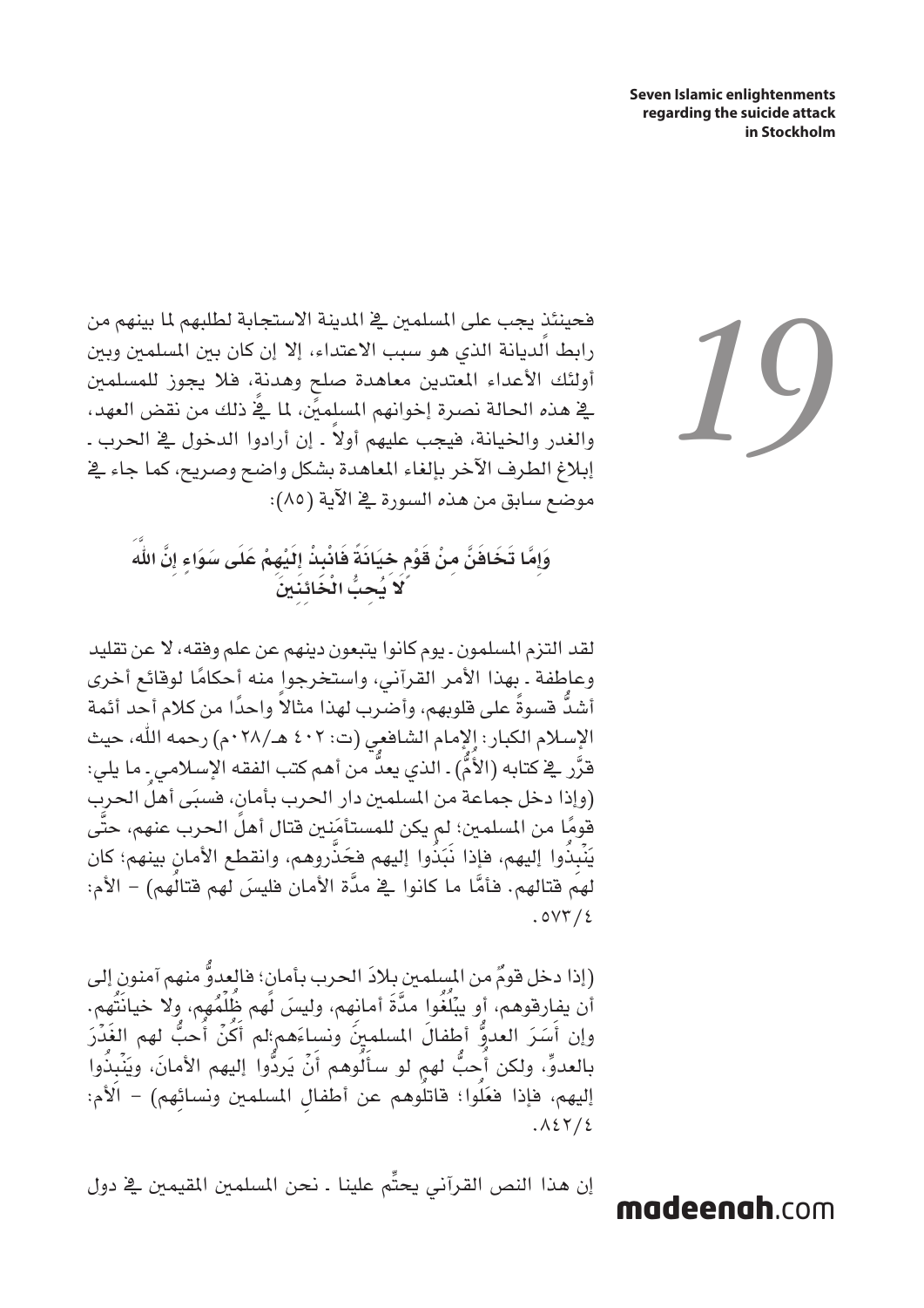فحينئذ يجب على المسلمين في المدينة الاستجابة لطلبهم لما بينهم من رابط الديانة الذي هو سبب الاعتداء، إلا إن كان بين المسلمين وبين أولئك الأعداء المعتدين معاهدة صلح وهدنة، فلا يجوز للمسلمين في هذه الحالة نصرة إخوانهم المسلمين، لما في ذلك من نقض العهد، والغدر والخيانة، فيجب عليهم أولاً - إن أرادوا الدخول في الحرب - إبلاغ الطرف الآخر بإلغاء المعاهدة بشكل واضح وصريح، كما جاء في موضع سابق من هذه السورة في الآية (٨٥):

**وَإِمَّا تَخَافَنَّ مِنْ قَوْمٍ خِيَانَةً فَانْبِذْ إِلَيْهِمْ عَلَى سَوَاءٍ إِنَّ اللَّهَ لَا يُحِبُّ الْخَائِنِينَ**

لقد التزم المسلمون - يوم كانوا يتبعون دينهم عن علم وفقه، لا عن تقليد وعاطفة - بهذا الأمر القرآني، واستخرجوا منه أحكامًا لوقائع أخرى أشدُّ قسوةً على قلوبهم، وأضرب لهذا مثالاً واحدًا من كلام أحد أئمة الإسلام الكبار: الإمام الشافعي (ت: ٤٠٢ هـ/٨٢٠م) رحمه الله، حيث قرَّر في كتابه (الأُمّ) - الذي يعدُّ من أهم كتب الفقه الإسلامي - ما يلي: (وإذا دخل جماعة من المسلمين دار الحرب بأمان، فسبَى أهلُ الحرب قومًا من المسلمين؛ لم يكن للمستأمَنين قتال أهلِ الحرب عنهم، حتَّى يَنْبِذُوا إليهم، فإذا نَبَذُوا إليهم فحَذَّروهم، وانقطع الأمان بينهم؛ كان لهم قتالهم. فأمَّا ما كانوا في مدَّة الأمان فليسَ لهم قتالُهم) – الأم: ٤/٥٧٣.

(إذا دخل قومٌ من المسلمين بلادَ الحرب بأمانٍ؛ فالعدوُّ منهم آمنون إلى أن يفارقوهم، أو يبْلُغُوا مدَّةَ أمانهم، وليسَ لهم ظُلْمُهم، ولا خيانَتُهم. وإن أَسَرَ العدوُّ أطفالَ المسلمين ونساءَهم؛لم أَكْنْ أُحبُّ لهم الغَدْرَ بالعدوِّ، ولكن أُحبُّ لهم لو سألُوهم أَنْ يَردُّوا إليهم الأمانَ، ويَنْبِذُوا إليهم، فإذا فعَلُوا؛ قاتلُوهم عن أطفالِ المسلمين ونسائِهم) – الأم: ٤/٨٤٢.

إن هذا النص القرآني يحتِّم علينا - نحن المسلمين المقيمين في دول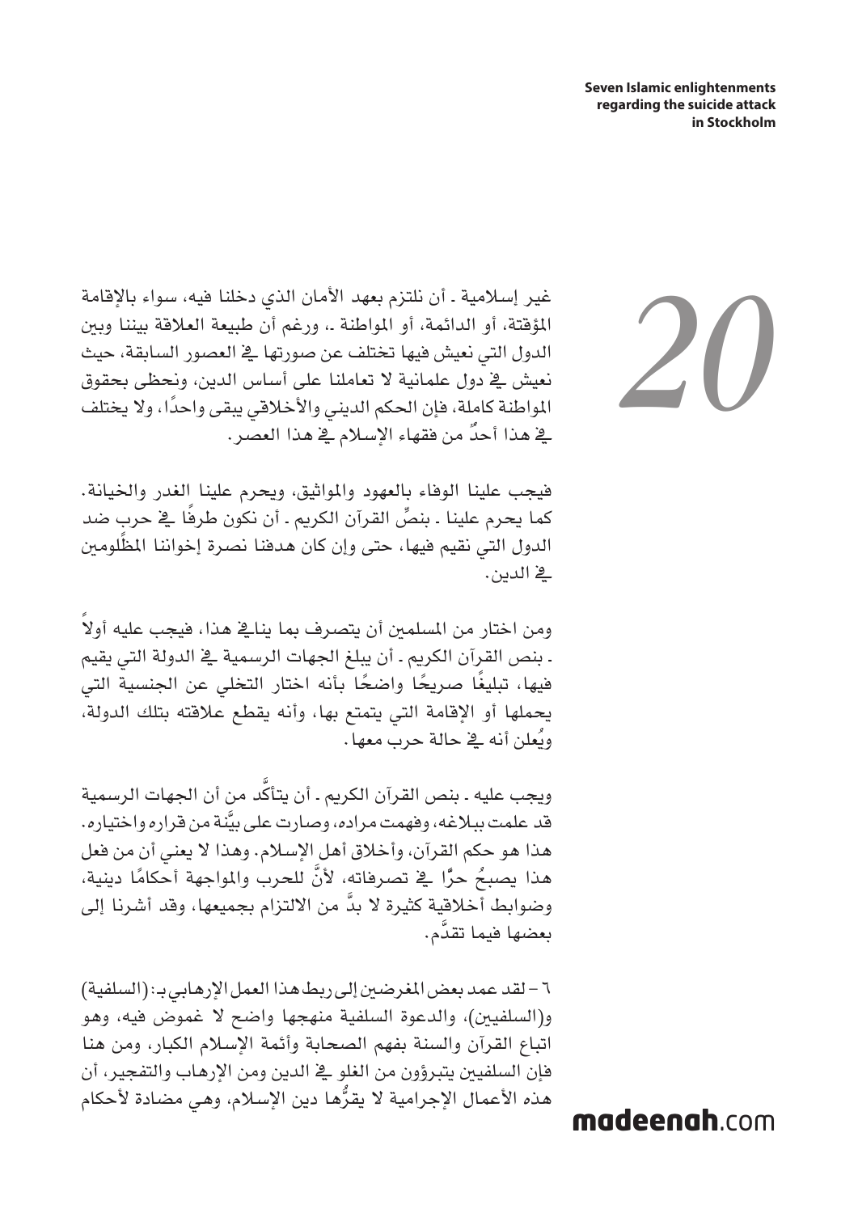غير إسلامية ـ أن نلتزم بعهد الأمان الذي دخلنا فيه، سواء بالإقامة المؤقتة، أو الدائمة، أو المواطنة ـ، ورغم أن طبيعة العلاقة بيننا وبين الدول التي نعيش فيها تختلف عن صورتها في العصور السابقة، حيث نعيش في دول علمانية لا تعاملنا على أساس الدين، ونحظى بحقوق المواطنة كاملة، فإن الحكم الديني والأخلاقي يبقى واحدًا، ولا يختلف في هذا أحدٌ من فقهاء الإسلام في هذا العصر.

فيجب علينا الوفاء بالعهود والمواثيق، ويحرم علينا الغدر والخيانة. كما يحرم علينا ـ بنصِّ القرآن الكريم ـ أن نكون طرفًا في حرب ضد الدول التي نقيم فيها، حتى وإن كان هدفنا نصرة إخواننا المظلومين في الدين.

ومن اختار من المسلمين أن يتصرف بما ينافي هذا، فيجب عليه أولاً ـ بنص القرآن الكريم ـ أن يبلغ الجهات الرسمية في الدولة التي يقيم فيها، تبليغًا صريحًا واضحًا بأنه اختار التخلي عن الجنسية التي يحملها أو الإقامة التي يتمتع بها، وأنه يقطع علاقته بتلك الدولة، ويُعلن أنه في حالة حرب معها.

ويجب عليه ـ بنص القرآن الكريم ـ أن يتأكَّد من أن الجهات الرسمية قد علمت ببلاغه، وفهمت مراده، وصارت على بيِّنة من قراره واختياره. هذا هو حكم القرآن، وأخلاق أهل الإسلام. وهذا لا يعني أن من فعل هذا يصبحُ حرًّا في تصرفاته، لأنَّ للحرب والمواجهة أحكامًا دينية، وضوابط أخلاقية كثيرة لا بدَّ من الالتزام بجميعها، وقد أشرنا إلى بعضها فيما تقدَّم.

٦ – لقد عمد بعض المغرضين إلى ربط هذا العمل الإرهابي بـ: (السلفية) و(السلفيين)، والدعوة السلفية منهجها واضح لا غموض فيه، وهو اتباع القرآن والسنة بفهم الصحابة وأئمة الإسلام الكبار، ومن هنا فإن السلفيين يتبرؤون من الغلو في الدين ومن الإرهاب والتفجير، أن هذه الأعمال الإجرامية لا يقرُّها دين الإسلام، وهي مضادة لأحكام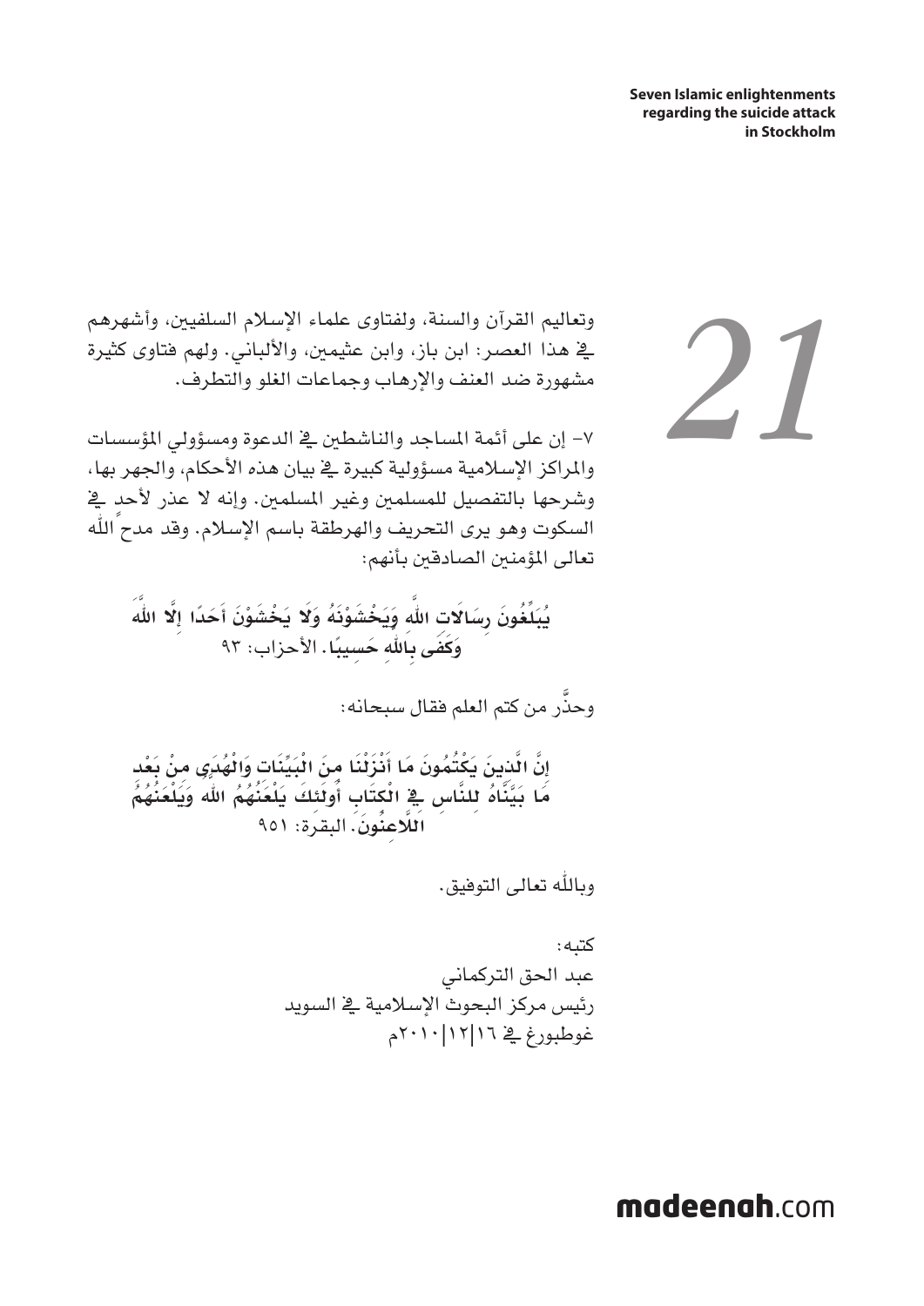وتعاليم القرآن والسنة، ولفتاوى علماء الإسلام السلفيين، وأشهرهم في هذا العصر: ابن باز، وابن عثيمين، والألباني. ولهم فتاوى كثيرة مشهورة ضد العنف والإرهاب وجماعات الغلو والتطرف.

٧- إن على أئمة المساجد والناشطين في الدعوة ومسؤولي المؤسسات والمراكز الإسلامية مسؤولية كبيرة في بيان هذه الأحكام، والجهر بها، وشرحها بالتفصيل للمسلمين وغير المسلمين. وإنه لا عذر لأحد في السكوت وهو يرى التحريف والهرطقة باسم الإسلام. وقد مدح الله تعالى المؤمنين الصادقين بأنهم:

**يُبَلِّغُونَ رِسَالَاتِ اللَّهِ وَيَخْشَوْنَهُ وَلَا يَخْشَوْنَ أَحَدًا إِلَّا اللَّهَ وَكَفَى بِاللَّهِ حَسِيبًا**. الأحزاب: ٩٣

وحذَّر من كتم العلم فقال سبحانه:

**إِنَّ الَّذِينَ يَكْتُمُونَ مَا أَنْزَلْنَا مِنَ الْبَيِّنَاتِ وَالْهُدَى مِنْ بَعْدِ مَا بَيَّنَّاهُ لِلنَّاسِ فِي الْكِتَابِ أُولَئِكَ يَلْعَنُهُمُ اللَّهُ وَيَلْعَنُهُمُ اللَّاعِنُونَ**. البقرة: ٩٥١

وبالله تعالى التوفيق.

كتبه:
عبد الحق التركماني
رئيس مركز البحوث الإسلامية في السويد
غوطبورغ في ١٦|١٢|٢٠١٠م